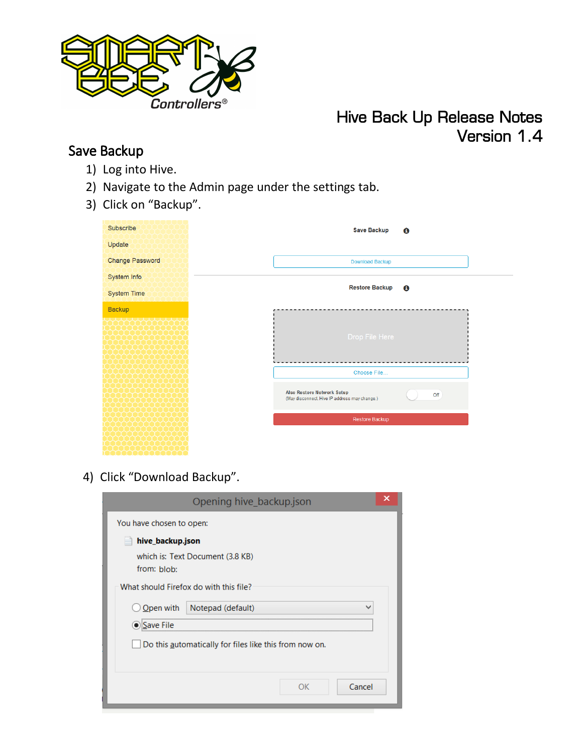# Hive Back Up Release Notes
## Version 1.4

## Save Backup

1) Log into Hive.
2) Navigate to the Admin page under the settings tab.
3) Click on "Backup".

4) Click "Download Backup".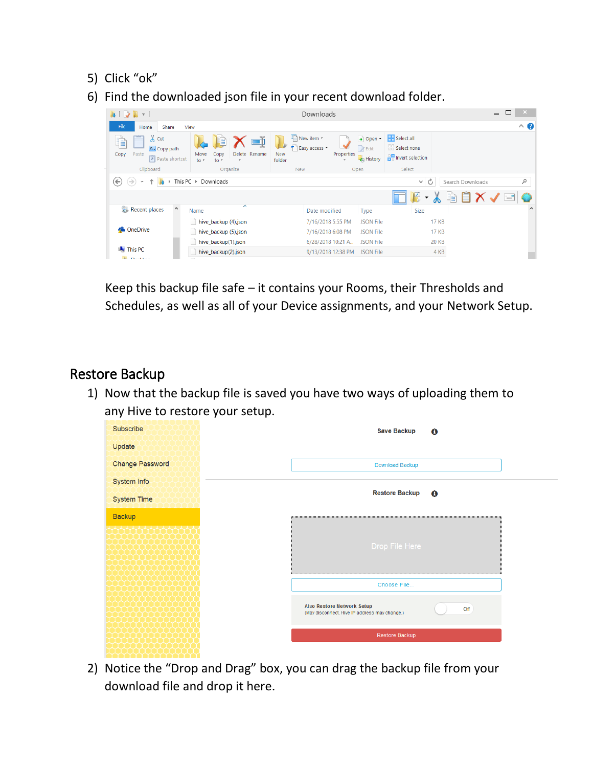5) Click "ok"
6) Find the downloaded json file in your recent download folder.

Keep this backup file safe – it contains your Rooms, their Thresholds and Schedules, as well as all of your Device assignments, and your Network Setup.

## Restore Backup

1) Now that the backup file is saved you have two ways of uploading them to any Hive to restore your setup.

2) Notice the "Drop and Drag" box, you can drag the backup file from your download file and drop it here.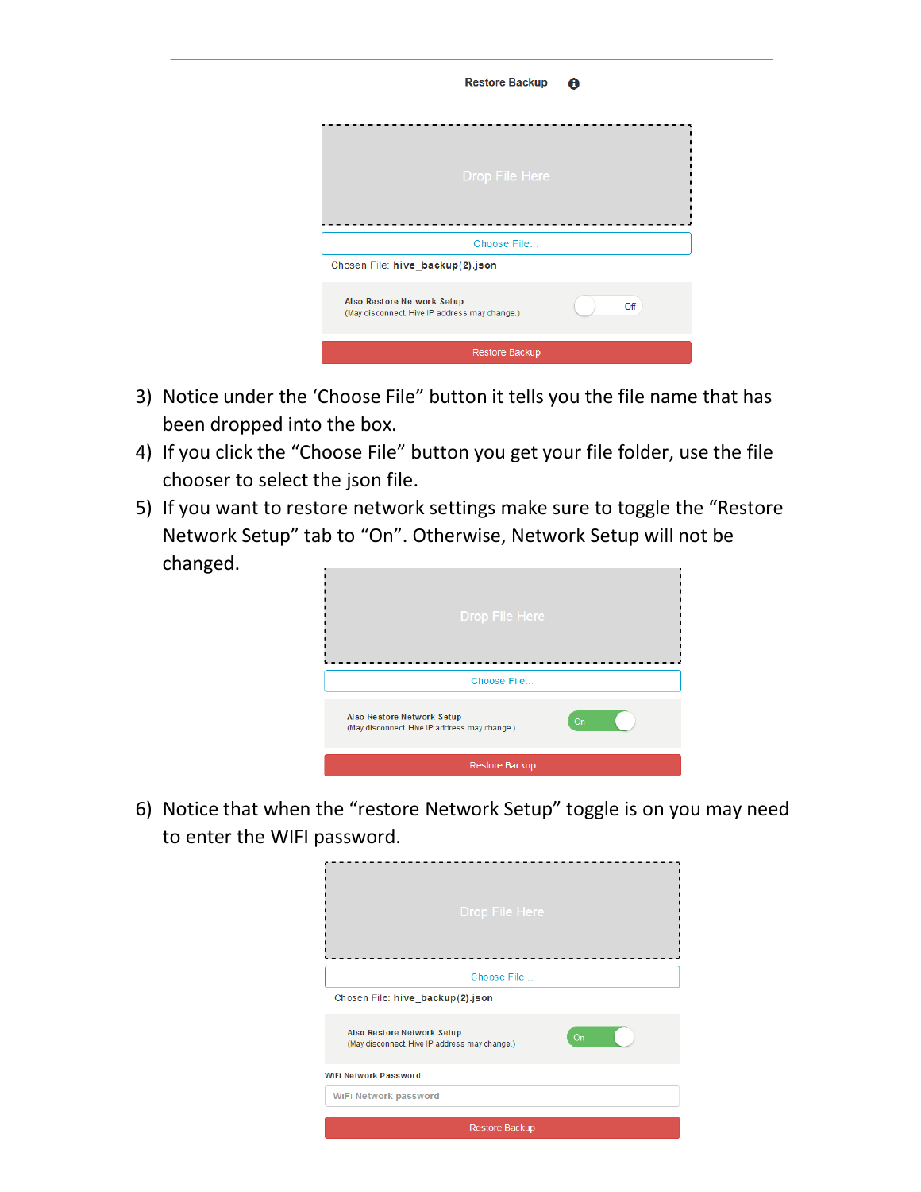Restore Backup

Drop File Here

Choose File...

Chosen File: **hive_backup(2).json**

**Also Restore Network Setup**
(May disconnect. Hive IP address may change.)

Off

Restore Backup

3) Notice under the ‘Choose File” button it tells you the file name that has been dropped into the box.
4) If you click the “Choose File” button you get your file folder, use the file chooser to select the json file.
5) If you want to restore network settings make sure to toggle the “Restore Network Setup” tab to “On”. Otherwise, Network Setup will not be changed.

Drop File Here

Choose File...

**Also Restore Network Setup**
(May disconnect. Hive IP address may change.)

On

Restore Backup

6) Notice that when the “restore Network Setup” toggle is on you may need to enter the WIFI password.

Drop File Here

Choose File...

Chosen File: **hive_backup(2).json**

**Also Restore Network Setup**
(May disconnect. Hive IP address may change.)

On

**WiFi Network Password**

WiFi Network password

Restore Backup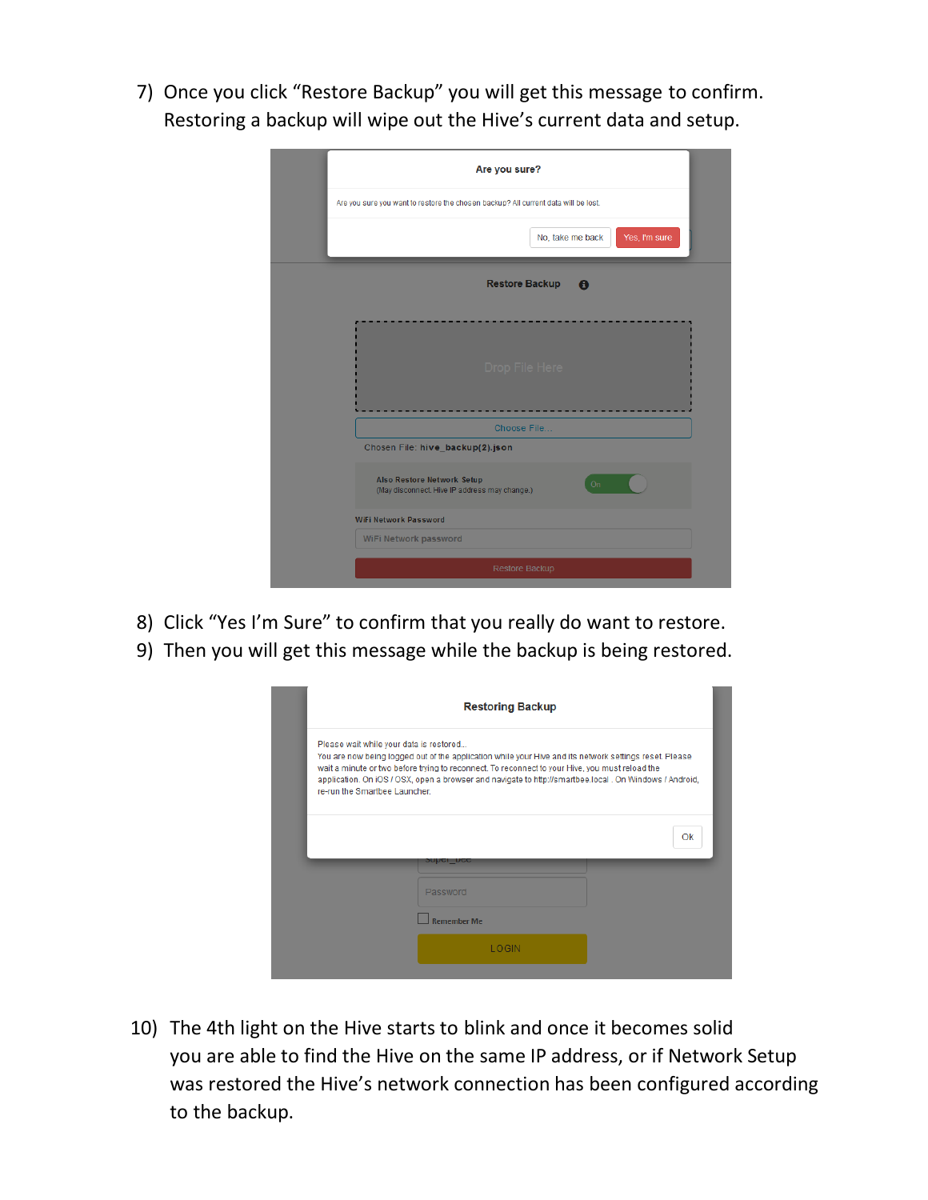7) Once you click “Restore Backup” you will get this message to confirm. Restoring a backup will wipe out the Hive’s current data and setup.

8) Click “Yes I’m Sure” to confirm that you really do want to restore.
9) Then you will get this message while the backup is being restored.

10) The 4th light on the Hive starts to blink and once it becomes solid you are able to find the Hive on the same IP address, or if Network Setup was restored the Hive’s network connection has been configured according to the backup.